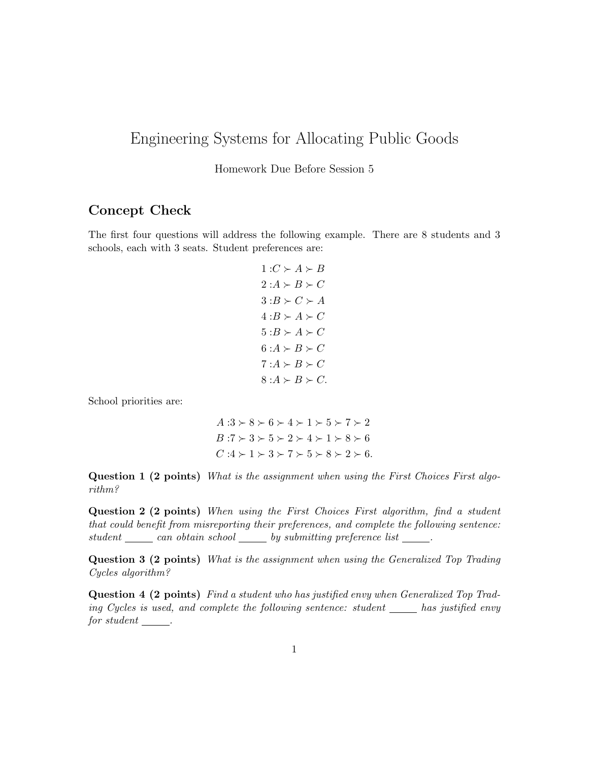# Engineering Systems for Allocating Public Goods

Homework Due Before Session 5

## Concept Check

The first four questions will address the following example. There are 8 students and 3 schools, each with 3 seats. Student preferences are:

$$
\begin{aligned}
1 &: C \succ A \succ B \\
2 &: A \succ B \succ C \\
3 &: B \succ C \succ A \\
4 &: B \succ A \succ C \\
5 &: B \succ A \succ C \\
6 &: A \succ B \succ C \\
7 &: A \succ B \succ C \\
8 &: A \succ B \succ C.
\end{aligned}
$$

School priorities are:

$$
\begin{aligned}
A &: 3 \succ 8 \succ 6 \succ 4 \succ 1 \succ 5 \succ 7 \succ 2 \\
B &: 7 \succ 3 \succ 5 \succ 2 \succ 4 \succ 1 \succ 8 \succ 6 \\
C &: 4 \succ 1 \succ 3 \succ 7 \succ 5 \succ 8 \succ 2 \succ 6.
\end{aligned}
$$

**Question 1 (2 points)** *What is the assignment when using the First Choices First algorithm?*

**Question 2 (2 points)** *When using the First Choices First algorithm, find a student that could benefit from misreporting their preferences, and complete the following sentence: student \_\_\_\_\_ can obtain school \_\_\_\_\_ by submitting preference list \_\_\_\_\_.*

**Question 3 (2 points)** *What is the assignment when using the Generalized Top Trading Cycles algorithm?*

**Question 4 (2 points)** *Find a student who has justified envy when Generalized Top Trading Cycles is used, and complete the following sentence: student \_\_\_\_\_ has justified envy for student \_\_\_\_\_.*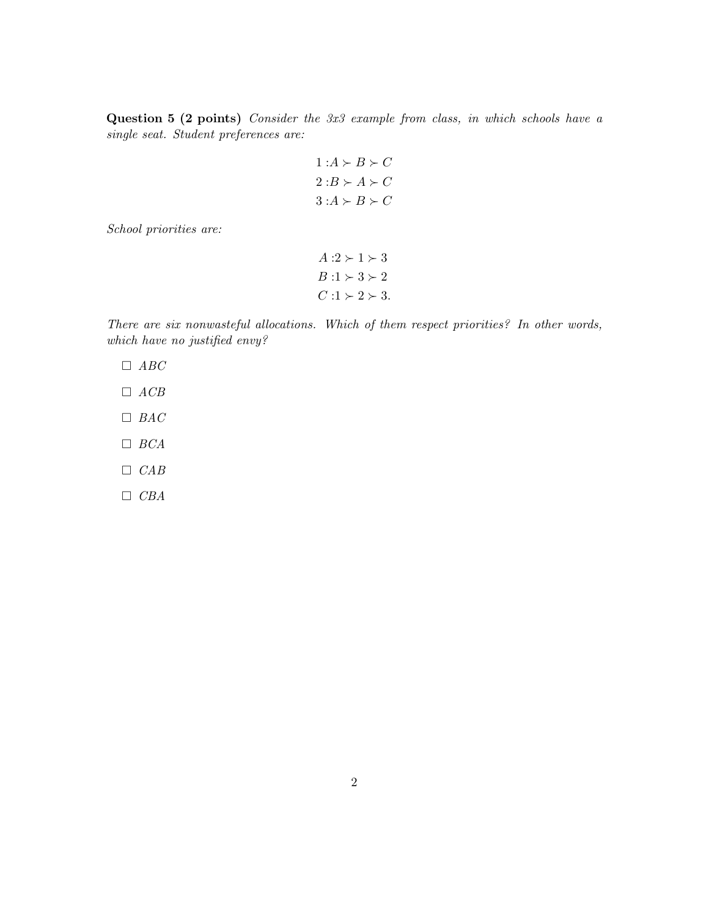**Question 5 (2 points)** *Consider the 3x3 example from class, in which schools have a single seat. Student preferences are:*

$$
\begin{aligned}
1 &: A \succ B \succ C \\
2 &: B \succ A \succ C \\
3 &: A \succ B \succ C
\end{aligned}
$$

*School priorities are:*

$$
\begin{aligned}
A &: 2 \succ 1 \succ 3 \\
B &: 1 \succ 3 \succ 2 \\
C &: 1 \succ 2 \succ 3.
\end{aligned}
$$

*There are six nonwasteful allocations. Which of them respect priorities? In other words, which have no justified envy?*

- ☐ $ABC$
- ☐ $ACB$
- ☐ $BAC$
- ☐ $BCA$
- ☐ $CAB$
- ☐ $CBA$